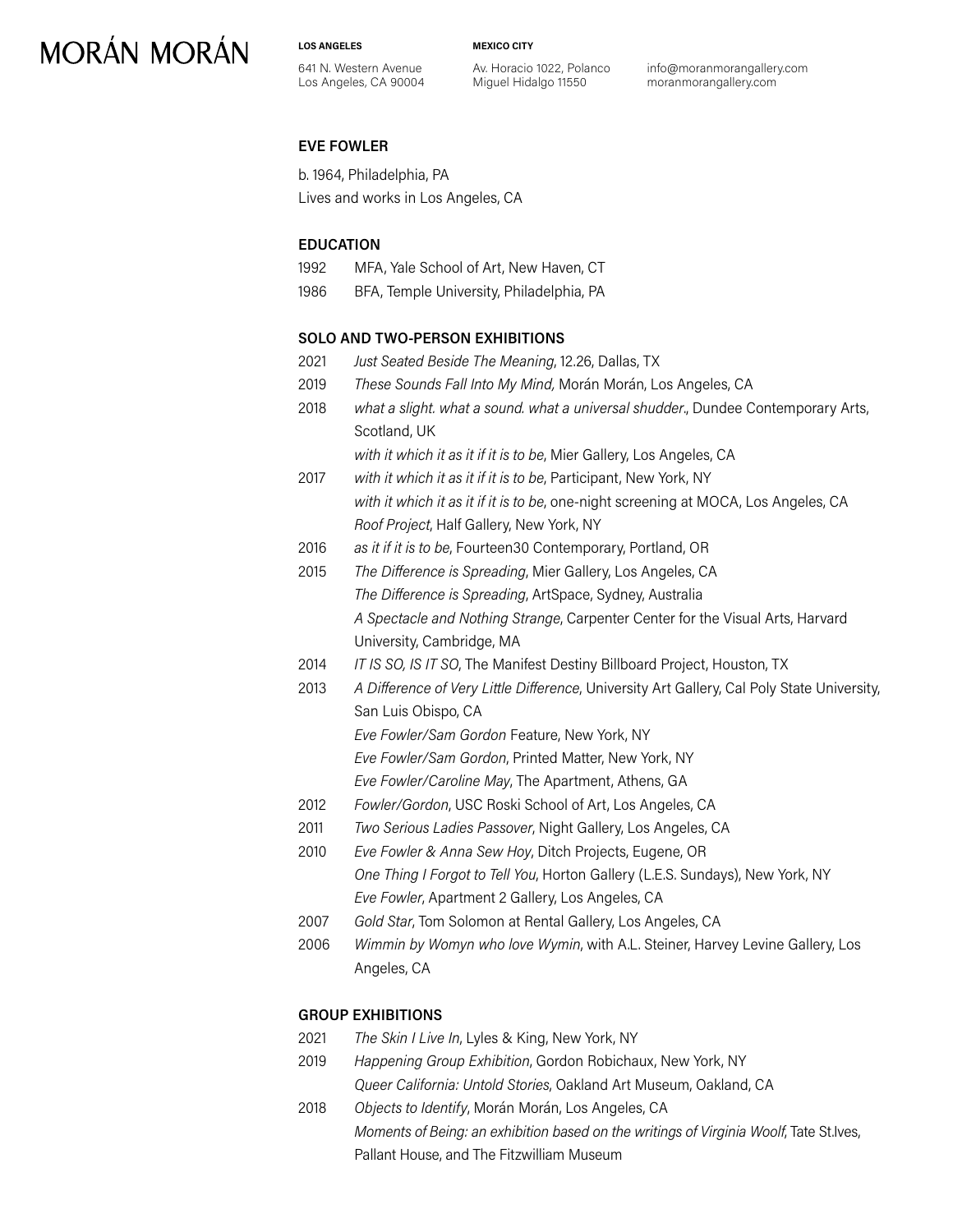# MORÁN MORÁN

**LOS ANGELES**
641 N. Western Avenue
Los Angeles, CA 90004

**MEXICO CITY**
Av. Horacio 1022, Polanco
Miguel Hidalgo 11550

info@moranmorangallery.com
moranmorangallery.com

## EVE FOWLER

b. 1964, Philadelphia, PA
Lives and works in Los Angeles, CA

### EDUCATION

1992 MFA, Yale School of Art, New Haven, CT
1986 BFA, Temple University, Philadelphia, PA

### SOLO AND TWO-PERSON EXHIBITIONS

2021 *Just Seated Beside The Meaning*, 12.26, Dallas, TX
2019 *These Sounds Fall Into My Mind,* Morán Morán, Los Angeles, CA
2018 *what a slight. what a sound. what a universal shudder.*, Dundee Contemporary Arts, Scotland, UK
*with it which it as it if it is to be*, Mier Gallery, Los Angeles, CA
2017 *with it which it as it if it is to be*, Participant, New York, NY
*with it which it as it if it is to be*, one-night screening at MOCA, Los Angeles, CA
*Roof Project*, Half Gallery, New York, NY
2016 *as it if it is to be*, Fourteen30 Contemporary, Portland, OR
2015 *The Difference is Spreading*, Mier Gallery, Los Angeles, CA
*The Difference is Spreading*, ArtSpace, Sydney, Australia
*A Spectacle and Nothing Strange*, Carpenter Center for the Visual Arts, Harvard University, Cambridge, MA
2014 *IT IS SO, IS IT SO*, The Manifest Destiny Billboard Project, Houston, TX
2013 *A Difference of Very Little Difference*, University Art Gallery, Cal Poly State University, San Luis Obispo, CA
*Eve Fowler/Sam Gordon* Feature, New York, NY
*Eve Fowler/Sam Gordon*, Printed Matter, New York, NY
*Eve Fowler/Caroline May*, The Apartment, Athens, GA
2012 *Fowler/Gordon*, USC Roski School of Art, Los Angeles, CA
2011 *Two Serious Ladies Passover*, Night Gallery, Los Angeles, CA
2010 *Eve Fowler & Anna Sew Hoy*, Ditch Projects, Eugene, OR
*One Thing I Forgot to Tell You*, Horton Gallery (L.E.S. Sundays), New York, NY
*Eve Fowler*, Apartment 2 Gallery, Los Angeles, CA
2007 *Gold Star*, Tom Solomon at Rental Gallery, Los Angeles, CA
2006 *Wimmin by Womyn who love Wymin*, with A.L. Steiner, Harvey Levine Gallery, Los Angeles, CA

### GROUP EXHIBITIONS

2021 *The Skin I Live In*, Lyles & King, New York, NY
2019 *Happening Group Exhibition*, Gordon Robichaux, New York, NY
*Queer California: Untold Stories*, Oakland Art Museum, Oakland, CA
2018 *Objects to Identify*, Morán Morán, Los Angeles, CA
*Moments of Being: an exhibition based on the writings of Virginia Woolf*, Tate St.Ives, Pallant House, and The Fitzwilliam Museum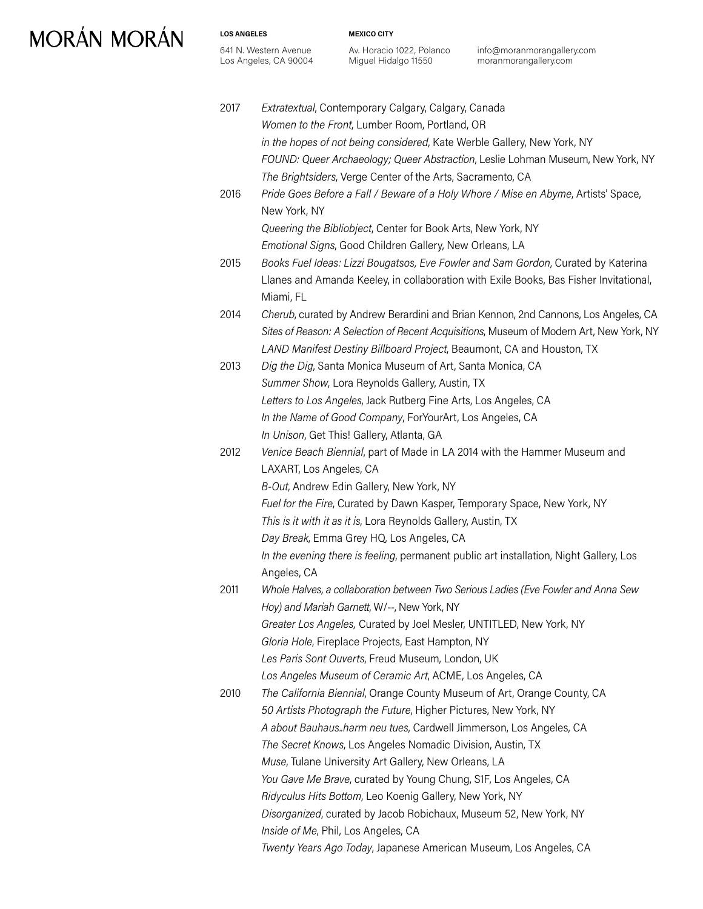| | |
|---|---|
| 2017 | *Extratextual*, Contemporary Calgary, Calgary, Canada |
| | *Women to the Front*, Lumber Room, Portland, OR |
| | *in the hopes of not being considered*, Kate Werble Gallery, New York, NY |
| | *FOUND: Queer Archaeology; Queer Abstraction*, Leslie Lohman Museum, New York, NY |
| | *The Brightsiders*, Verge Center of the Arts, Sacramento, CA |
| 2016 | *Pride Goes Before a Fall / Beware of a Holy Whore / Mise en Abyme*, Artists' Space, New York, NY |
| | *Queering the Bibliobject*, Center for Book Arts, New York, NY |
| | *Emotional Signs*, Good Children Gallery, New Orleans, LA |
| 2015 | *Books Fuel Ideas: Lizzi Bougatsos, Eve Fowler and Sam Gordon*, Curated by Katerina Llanes and Amanda Keeley, in collaboration with Exile Books, Bas Fisher Invitational, Miami, FL |
| 2014 | *Cherub*, curated by Andrew Berardini and Brian Kennon, 2nd Cannons, Los Angeles, CA |
| | *Sites of Reason: A Selection of Recent Acquisitions*, Museum of Modern Art, New York, NY |
| | *LAND Manifest Destiny Billboard Project*, Beaumont, CA and Houston, TX |
| 2013 | *Dig the Dig*, Santa Monica Museum of Art, Santa Monica, CA |
| | *Summer Show*, Lora Reynolds Gallery, Austin, TX |
| | *Letters to Los Angeles*, Jack Rutberg Fine Arts, Los Angeles, CA |
| | *In the Name of Good Company*, ForYourArt, Los Angeles, CA |
| | *In Unison*, Get This! Gallery, Atlanta, GA |
| 2012 | *Venice Beach Biennial*, part of Made in LA 2014 with the Hammer Museum and LAXART, Los Angeles, CA |
| | *B-Out*, Andrew Edin Gallery, New York, NY |
| | *Fuel for the Fire*, Curated by Dawn Kasper, Temporary Space, New York, NY |
| | *This is it with it as it is*, Lora Reynolds Gallery, Austin, TX |
| | *Day Break*, Emma Grey HQ, Los Angeles, CA |
| | *In the evening there is feeling*, permanent public art installation, Night Gallery, Los Angeles, CA |
| 2011 | *Whole Halves, a collaboration between Two Serious Ladies (Eve Fowler and Anna Sew Hoy) and Mariah Garnett*, W/--, New York, NY |
| | *Greater Los Angeles,* Curated by Joel Mesler, UNTITLED, New York, NY |
| | *Gloria Hole*, Fireplace Projects, East Hampton, NY |
| | *Les Paris Sont Ouverts*, Freud Museum, London, UK |
| | *Los Angeles Museum of Ceramic Art*, ACME, Los Angeles, CA |
| 2010 | *The California Biennial*, Orange County Museum of Art, Orange County, CA |
| | *50 Artists Photograph the Future*, Higher Pictures, New York, NY |
| | *A about Bauhaus..harm neu tues*, Cardwell Jimmerson, Los Angeles, CA |
| | *The Secret Knows*, Los Angeles Nomadic Division, Austin, TX |
| | *Muse*, Tulane University Art Gallery, New Orleans, LA |
| | *You Gave Me Brave*, curated by Young Chung, S1F, Los Angeles, CA |
| | *Ridyculus Hits Bottom*, Leo Koenig Gallery, New York, NY |
| | *Disorganized*, curated by Jacob Robichaux, Museum 52, New York, NY |
| | *Inside of Me*, Phil, Los Angeles, CA |
| | *Twenty Years Ago Today*, Japanese American Museum, Los Angeles, CA |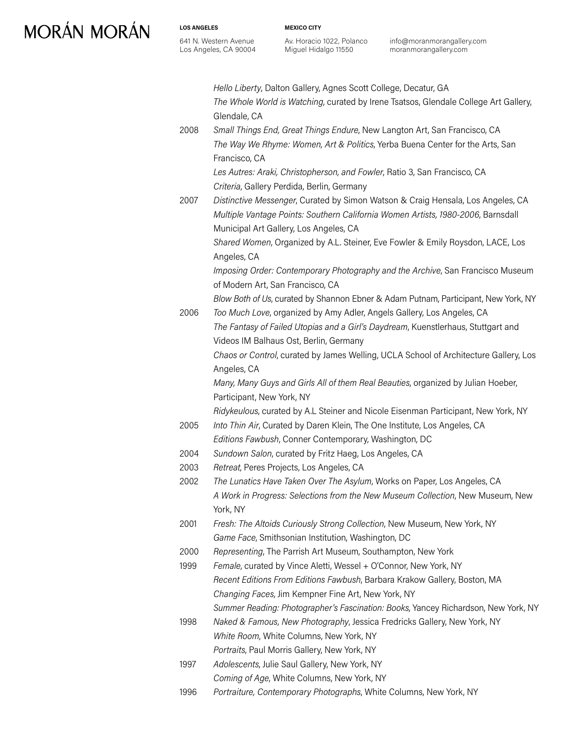*Hello Liberty*, Dalton Gallery, Agnes Scott College, Decatur, GA

*The Whole World is Watching*, curated by Irene Tsatsos, Glendale College Art Gallery, Glendale, CA

2008 *Small Things End, Great Things Endure*, New Langton Art, San Francisco, CA

*The Way We Rhyme: Women, Art & Politics*, Yerba Buena Center for the Arts, San Francisco, CA

*Les Autres: Araki, Christopherson, and Fowler*, Ratio 3, San Francisco, CA

*Criteria*, Gallery Perdida, Berlin, Germany

2007 *Distinctive Messenger*, Curated by Simon Watson & Craig Hensala, Los Angeles, CA

*Multiple Vantage Points: Southern California Women Artists, 1980-2006*, Barnsdall Municipal Art Gallery, Los Angeles, CA

*Shared Women*, Organized by A.L. Steiner, Eve Fowler & Emily Roysdon, LACE, Los Angeles, CA

*Imposing Order: Contemporary Photography and the Archive*, San Francisco Museum of Modern Art, San Francisco, CA

*Blow Both of Us*, curated by Shannon Ebner & Adam Putnam, Participant, New York, NY

2006 *Too Much Love*, organized by Amy Adler, Angels Gallery, Los Angeles, CA

*The Fantasy of Failed Utopias and a Girl's Daydream*, Kuenstlerhaus, Stuttgart and Videos IM Balhaus Ost, Berlin, Germany

*Chaos or Control*, curated by James Welling, UCLA School of Architecture Gallery, Los Angeles, CA

*Many, Many Guys and Girls All of them Real Beauties*, organized by Julian Hoeber, Participant, New York, NY

*Ridykeulous*, curated by A.L Steiner and Nicole Eisenman Participant, New York, NY

2005 *Into Thin Air*, Curated by Daren Klein, The One Institute, Los Angeles, CA

*Editions Fawbush*, Conner Contemporary, Washington, DC

2004 *Sundown Salon*, curated by Fritz Haeg, Los Angeles, CA

2003 *Retreat*, Peres Projects, Los Angeles, CA

2002 *The Lunatics Have Taken Over The Asylum*, Works on Paper, Los Angeles, CA

*A Work in Progress: Selections from the New Museum Collection*, New Museum, New York, NY

2001 *Fresh: The Altoids Curiously Strong Collection*, New Museum, New York, NY

*Game Face*, Smithsonian Institution, Washington, DC

2000 *Representing*, The Parrish Art Museum, Southampton, New York

1999 *Female*, curated by Vince Aletti, Wessel + O'Connor, New York, NY

*Recent Editions From Editions Fawbush*, Barbara Krakow Gallery, Boston, MA

*Changing Faces*, Jim Kempner Fine Art, New York, NY

*Summer Reading: Photographer's Fascination: Books*, Yancey Richardson, New York, NY

1998 *Naked & Famous, New Photography*, Jessica Fredricks Gallery, New York, NY

*White Room*, White Columns, New York, NY

*Portraits*, Paul Morris Gallery, New York, NY

1997 *Adolescents*, Julie Saul Gallery, New York, NY

*Coming of Age*, White Columns, New York, NY

1996 *Portraiture, Contemporary Photographs*, White Columns, New York, NY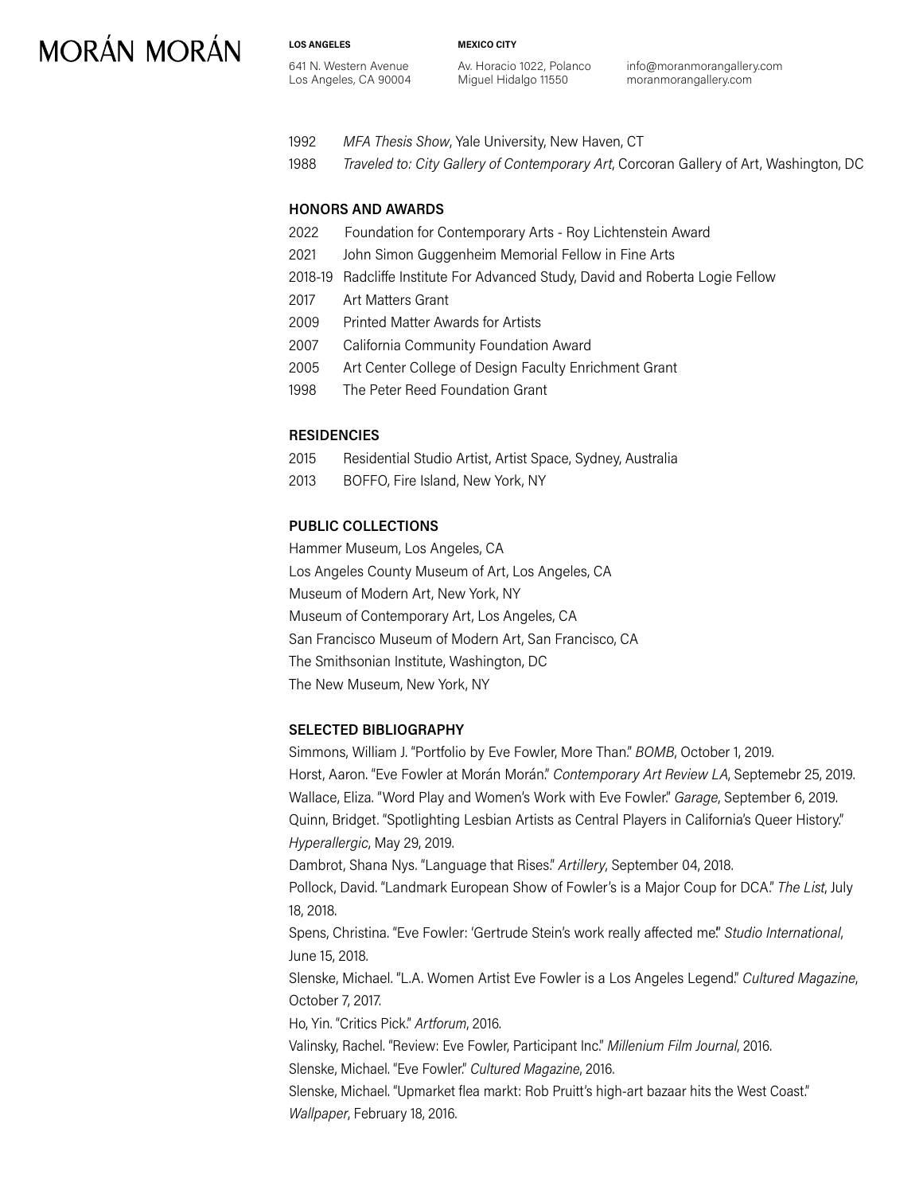1992 *MFA Thesis Show*, Yale University, New Haven, CT

1988 *Traveled to: City Gallery of Contemporary Art*, Corcoran Gallery of Art, Washington, DC

### HONORS AND AWARDS

2022 Foundation for Contemporary Arts - Roy Lichtenstein Award

2021 John Simon Guggenheim Memorial Fellow in Fine Arts

2018-19 Radcliffe Institute For Advanced Study, David and Roberta Logie Fellow

2017 Art Matters Grant

2009 Printed Matter Awards for Artists

2007 California Community Foundation Award

2005 Art Center College of Design Faculty Enrichment Grant

1998 The Peter Reed Foundation Grant

### RESIDENCIES

2015 Residential Studio Artist, Artist Space, Sydney, Australia

2013 BOFFO, Fire Island, New York, NY

### PUBLIC COLLECTIONS

Hammer Museum, Los Angeles, CA

Los Angeles County Museum of Art, Los Angeles, CA

Museum of Modern Art, New York, NY

Museum of Contemporary Art, Los Angeles, CA

San Francisco Museum of Modern Art, San Francisco, CA

The Smithsonian Institute, Washington, DC

The New Museum, New York, NY

### SELECTED BIBLIOGRAPHY

Simmons, William J. "Portfolio by Eve Fowler, More Than." *BOMB*, October 1, 2019.

Horst, Aaron. "Eve Fowler at Morán Morán." *Contemporary Art Review LA*, Septemebr 25, 2019.

Wallace, Eliza. "Word Play and Women's Work with Eve Fowler." *Garage*, September 6, 2019.

Quinn, Bridget. "Spotlighting Lesbian Artists as Central Players in California's Queer History." *Hyperallergic*, May 29, 2019.

Dambrot, Shana Nys. "Language that Rises." *Artillery*, September 04, 2018.

Pollock, David. "Landmark European Show of Fowler's is a Major Coup for DCA." *The List*, July 18, 2018.

Spens, Christina. "Eve Fowler: 'Gertrude Stein's work really affected me.'" *Studio International*, June 15, 2018.

Slenske, Michael. "L.A. Women Artist Eve Fowler is a Los Angeles Legend." *Cultured Magazine*, October 7, 2017.

Ho, Yin. "Critics Pick." *Artforum*, 2016.

Valinsky, Rachel. "Review: Eve Fowler, Participant Inc." *Millenium Film Journal*, 2016.

Slenske, Michael. "Eve Fowler." *Cultured Magazine*, 2016.

Slenske, Michael. "Upmarket flea markt: Rob Pruitt's high-art bazaar hits the West Coast." *Wallpaper*, February 18, 2016.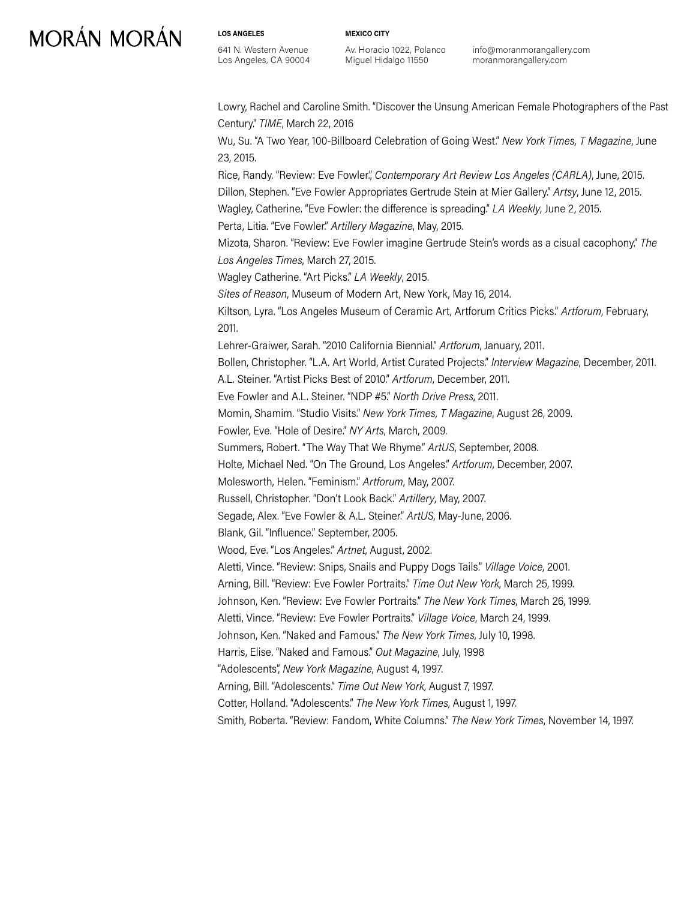Lowry, Rachel and Caroline Smith. “Discover the Unsung American Female Photographers of the Past Century.” *TIME*, March 22, 2016

Wu, Su. “A Two Year, 100-Billboard Celebration of Going West.” *New York Times, T Magazine*, June 23, 2015.

Rice, Randy. “Review: Eve Fowler.”, *Contemporary Art Review Los Angeles (CARLA)*, June, 2015.

Dillon, Stephen. “Eve Fowler Appropriates Gertrude Stein at Mier Gallery.” *Artsy*, June 12, 2015.

Wagley, Catherine. “Eve Fowler: the difference is spreading.” *LA Weekly*, June 2, 2015.

Perta, Litia. “Eve Fowler.” *Artillery Magazine*, May, 2015.

Mizota, Sharon. “Review: Eve Fowler imagine Gertrude Stein’s words as a cisual cacophony.” *The Los Angeles Times*, March 27, 2015.

Wagley Catherine. “Art Picks.” *LA Weekly*, 2015.

*Sites of Reason*, Museum of Modern Art, New York, May 16, 2014.

Kiltson, Lyra. “Los Angeles Museum of Ceramic Art, Artforum Critics Picks.” *Artforum*, February, 2011.

Lehrer-Graiwer, Sarah. “2010 California Biennial.” *Artforum*, January, 2011.

Bollen, Christopher. “L.A. Art World, Artist Curated Projects.” *Interview Magazine*, December, 2011.

A.L. Steiner. “Artist Picks Best of 2010.” *Artforum*, December, 2011.

Eve Fowler and A.L. Steiner. “NDP #5.” *North Drive Press*, 2011.

Momin, Shamim. “Studio Visits.” *New York Times, T Magazine*, August 26, 2009.

Fowler, Eve. “Hole of Desire.” *NY Arts*, March, 2009.

Summers, Robert. “The Way That We Rhyme.” *ArtUS*, September, 2008.

Holte, Michael Ned. “On The Ground, Los Angeles.” *Artforum*, December, 2007.

Molesworth, Helen. “Feminism.” *Artforum*, May, 2007.

Russell, Christopher. “Don’t Look Back.” *Artillery*, May, 2007.

Segade, Alex. “Eve Fowler & A.L. Steiner.” *ArtUS*, May-June, 2006.

Blank, Gil. “Influence.” September, 2005.

Wood, Eve. “Los Angeles.” *Artnet*, August, 2002.

Aletti, Vince. “Review: Snips, Snails and Puppy Dogs Tails.” *Village Voice*, 2001.

Arning, Bill. “Review: Eve Fowler Portraits.” *Time Out New York*, March 25, 1999.

Johnson, Ken. “Review: Eve Fowler Portraits.” *The New York Times*, March 26, 1999.

Aletti, Vince. “Review: Eve Fowler Portraits.” *Village Voice*, March 24, 1999.

Johnson, Ken. “Naked and Famous.” *The New York Times*, July 10, 1998.

Harris, Elise. “Naked and Famous.” *Out Magazine*, July, 1998

“Adolescents”, *New York Magazine*, August 4, 1997.

Arning, Bill. “Adolescents.” *Time Out New York*, August 7, 1997.

Cotter, Holland. “Adolescents.” *The New York Times*, August 1, 1997.

Smith, Roberta. “Review: Fandom, White Columns.” *The New York Times*, November 14, 1997.